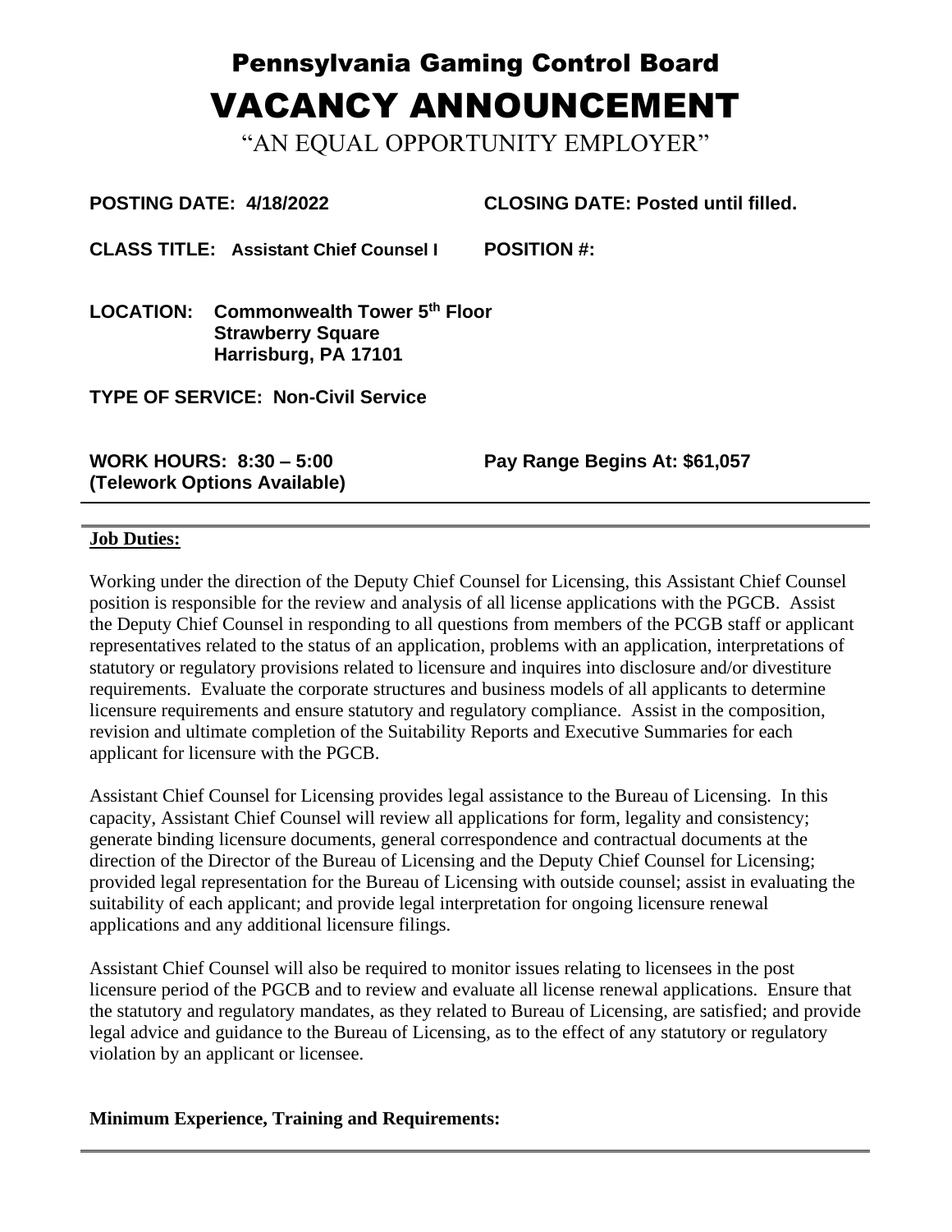# Pennsylvania Gaming Control Board

# VACANCY ANNOUNCEMENT

"AN EQUAL OPPORTUNITY EMPLOYER"

**POSTING DATE: 4/18/2022** **CLOSING DATE: Posted until filled.**

**CLASS TITLE: Assistant Chief Counsel I** **POSITION #:**

**LOCATION: Commonwealth Tower 5th Floor**
**Strawberry Square**
**Harrisburg, PA 17101**

**TYPE OF SERVICE: Non-Civil Service**

**WORK HOURS: 8:30 – 5:00** **Pay Range Begins At: $61,057**
**(Telework Options Available)**

---

**Job Duties:**

Working under the direction of the Deputy Chief Counsel for Licensing, this Assistant Chief Counsel position is responsible for the review and analysis of all license applications with the PGCB. Assist the Deputy Chief Counsel in responding to all questions from members of the PCGB staff or applicant representatives related to the status of an application, problems with an application, interpretations of statutory or regulatory provisions related to licensure and inquires into disclosure and/or divestiture requirements. Evaluate the corporate structures and business models of all applicants to determine licensure requirements and ensure statutory and regulatory compliance. Assist in the composition, revision and ultimate completion of the Suitability Reports and Executive Summaries for each applicant for licensure with the PGCB.

Assistant Chief Counsel for Licensing provides legal assistance to the Bureau of Licensing. In this capacity, Assistant Chief Counsel will review all applications for form, legality and consistency; generate binding licensure documents, general correspondence and contractual documents at the direction of the Director of the Bureau of Licensing and the Deputy Chief Counsel for Licensing; provided legal representation for the Bureau of Licensing with outside counsel; assist in evaluating the suitability of each applicant; and provide legal interpretation for ongoing licensure renewal applications and any additional licensure filings.

Assistant Chief Counsel will also be required to monitor issues relating to licensees in the post licensure period of the PGCB and to review and evaluate all license renewal applications. Ensure that the statutory and regulatory mandates, as they related to Bureau of Licensing, are satisfied; and provide legal advice and guidance to the Bureau of Licensing, as to the effect of any statutory or regulatory violation by an applicant or licensee.

**Minimum Experience, Training and Requirements:**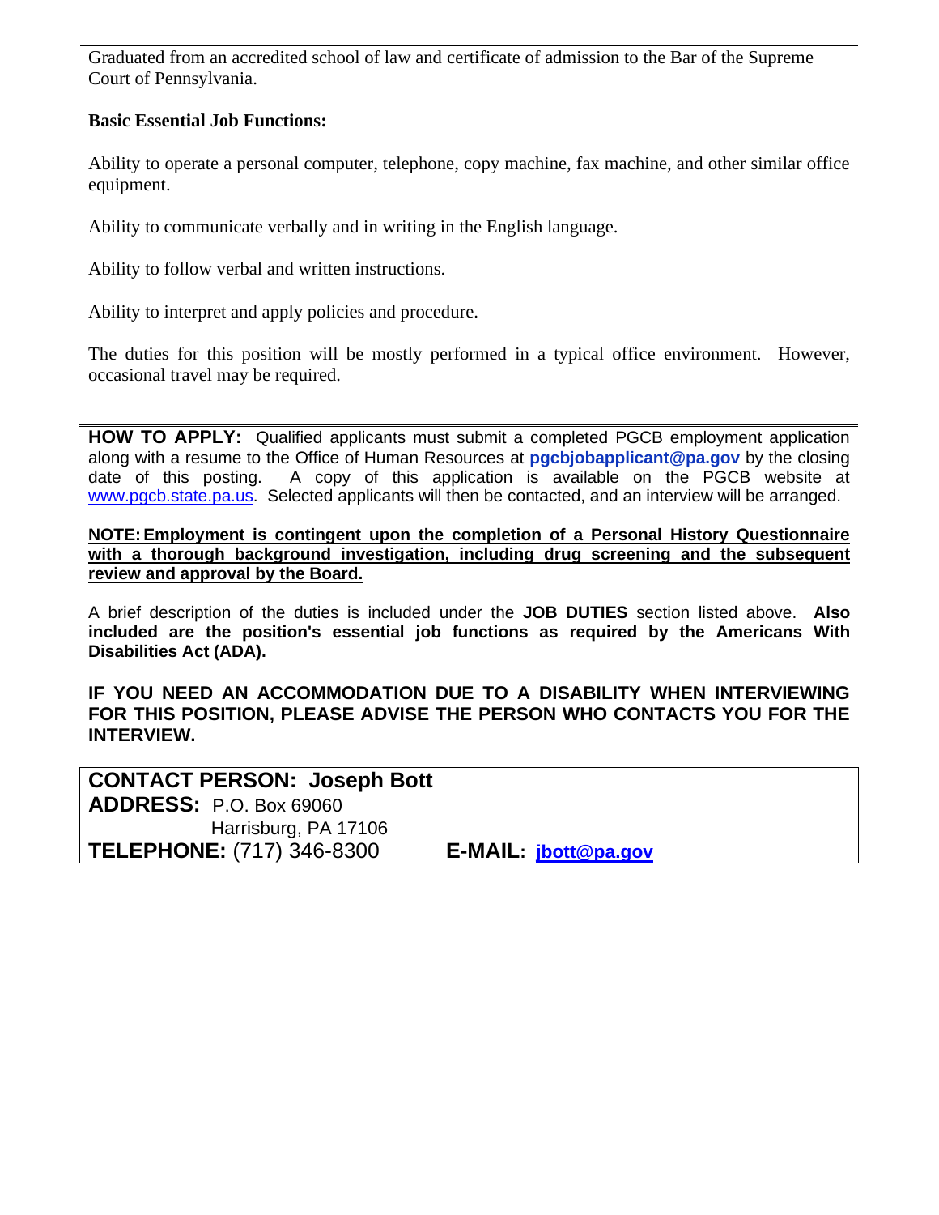Graduated from an accredited school of law and certificate of admission to the Bar of the Supreme Court of Pennsylvania.

**Basic Essential Job Functions:**

Ability to operate a personal computer, telephone, copy machine, fax machine, and other similar office equipment.

Ability to communicate verbally and in writing in the English language.

Ability to follow verbal and written instructions.

Ability to interpret and apply policies and procedure.

The duties for this position will be mostly performed in a typical office environment. However, occasional travel may be required.

---

**HOW TO APPLY:** Qualified applicants must submit a completed PGCB employment application along with a resume to the Office of Human Resources at **pgcbjobapplicant@pa.gov** by the closing date of this posting. A copy of this application is available on the PGCB website at www.pgcb.state.pa.us. Selected applicants will then be contacted, and an interview will be arranged.

**NOTE: Employment is contingent upon the completion of a Personal History Questionnaire with a thorough background investigation, including drug screening and the subsequent review and approval by the Board.**

A brief description of the duties is included under the **JOB DUTIES** section listed above. **Also included are the position's essential job functions as required by the Americans With Disabilities Act (ADA).**

**IF YOU NEED AN ACCOMMODATION DUE TO A DISABILITY WHEN INTERVIEWING FOR THIS POSITION, PLEASE ADVISE THE PERSON WHO CONTACTS YOU FOR THE INTERVIEW.**

**CONTACT PERSON: Joseph Bott**
**ADDRESS:** P.O. Box 69060
Harrisburg, PA 17106
**TELEPHONE:** (717) 346-8300 **E-MAIL:** **jbott@pa.gov**